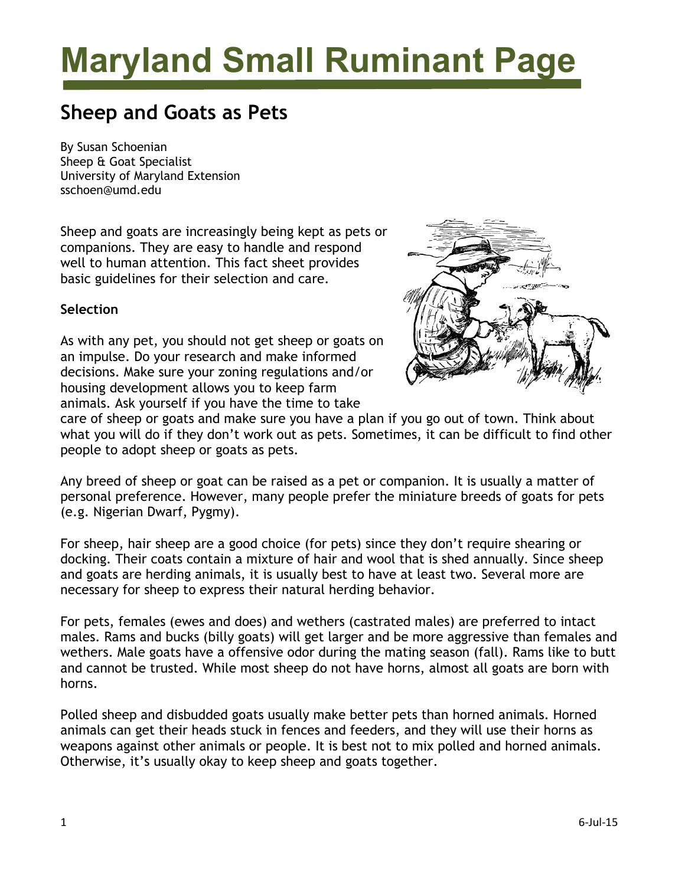# Maryland Small Ruminant Page

## Sheep and Goats as Pets

By Susan Schoenian
Sheep & Goat Specialist
University of Maryland Extension
sschoen@umd.edu

Sheep and goats are increasingly being kept as pets or companions. They are easy to handle and respond well to human attention. This fact sheet provides basic guidelines for their selection and care.

**Selection**

As with any pet, you should not get sheep or goats on an impulse. Do your research and make informed decisions. Make sure your zoning regulations and/or housing development allows you to keep farm animals. Ask yourself if you have the time to take care of sheep or goats and make sure you have a plan if you go out of town. Think about what you will do if they don't work out as pets. Sometimes, it can be difficult to find other people to adopt sheep or goats as pets.

Any breed of sheep or goat can be raised as a pet or companion. It is usually a matter of personal preference. However, many people prefer the miniature breeds of goats for pets (e.g. Nigerian Dwarf, Pygmy).

For sheep, hair sheep are a good choice (for pets) since they don't require shearing or docking. Their coats contain a mixture of hair and wool that is shed annually. Since sheep and goats are herding animals, it is usually best to have at least two. Several more are necessary for sheep to express their natural herding behavior.

For pets, females (ewes and does) and wethers (castrated males) are preferred to intact males. Rams and bucks (billy goats) will get larger and be more aggressive than females and wethers. Male goats have a offensive odor during the mating season (fall). Rams like to butt and cannot be trusted. While most sheep do not have horns, almost all goats are born with horns.

Polled sheep and disbudded goats usually make better pets than horned animals. Horned animals can get their heads stuck in fences and feeders, and they will use their horns as weapons against other animals or people. It is best not to mix polled and horned animals. Otherwise, it's usually okay to keep sheep and goats together.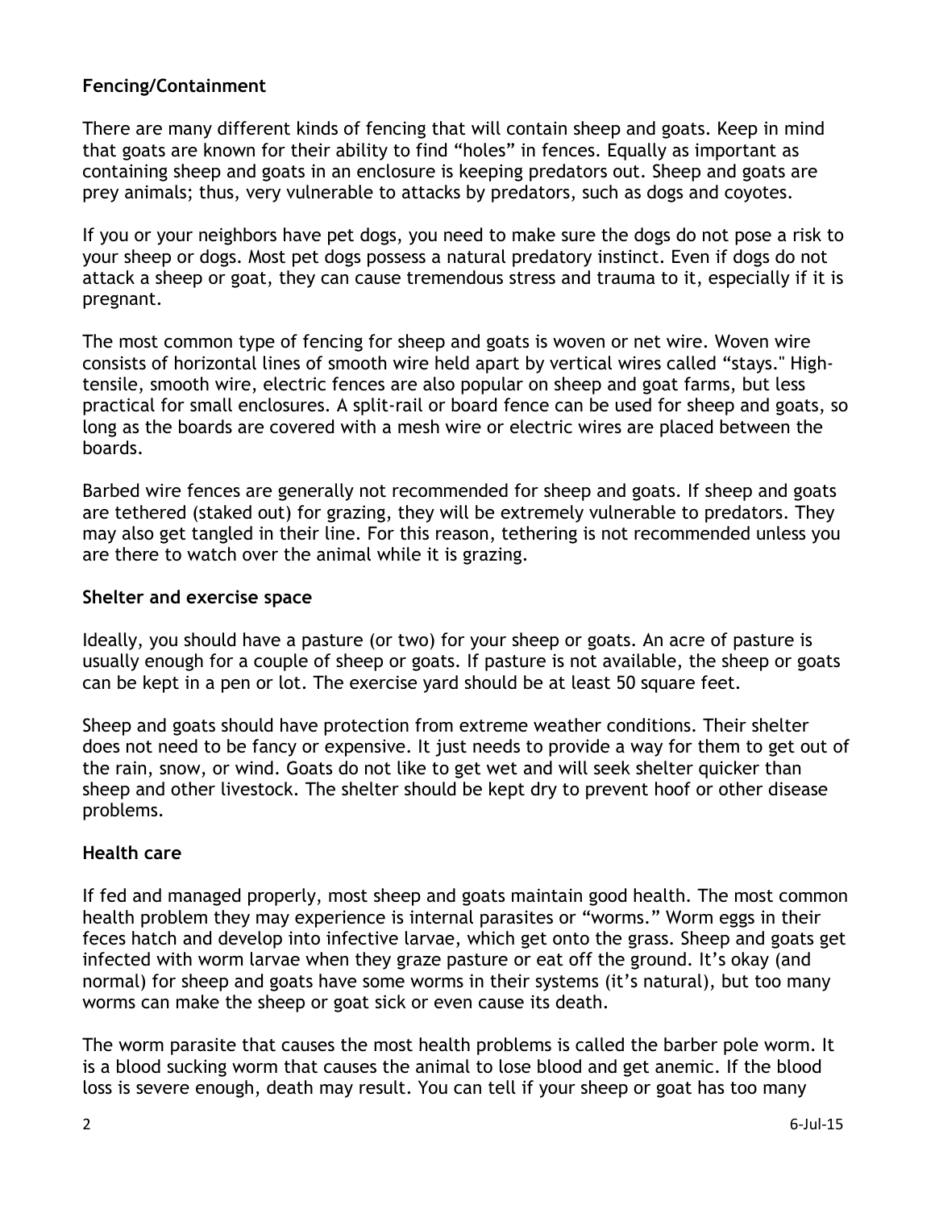**Fencing/Containment**

There are many different kinds of fencing that will contain sheep and goats. Keep in mind that goats are known for their ability to find "holes" in fences. Equally as important as containing sheep and goats in an enclosure is keeping predators out. Sheep and goats are prey animals; thus, very vulnerable to attacks by predators, such as dogs and coyotes.

If you or your neighbors have pet dogs, you need to make sure the dogs do not pose a risk to your sheep or dogs. Most pet dogs possess a natural predatory instinct. Even if dogs do not attack a sheep or goat, they can cause tremendous stress and trauma to it, especially if it is pregnant.

The most common type of fencing for sheep and goats is woven or net wire. Woven wire consists of horizontal lines of smooth wire held apart by vertical wires called "stays." High-tensile, smooth wire, electric fences are also popular on sheep and goat farms, but less practical for small enclosures. A split-rail or board fence can be used for sheep and goats, so long as the boards are covered with a mesh wire or electric wires are placed between the boards.

Barbed wire fences are generally not recommended for sheep and goats. If sheep and goats are tethered (staked out) for grazing, they will be extremely vulnerable to predators. They may also get tangled in their line. For this reason, tethering is not recommended unless you are there to watch over the animal while it is grazing.

**Shelter and exercise space**

Ideally, you should have a pasture (or two) for your sheep or goats. An acre of pasture is usually enough for a couple of sheep or goats. If pasture is not available, the sheep or goats can be kept in a pen or lot. The exercise yard should be at least 50 square feet.

Sheep and goats should have protection from extreme weather conditions. Their shelter does not need to be fancy or expensive. It just needs to provide a way for them to get out of the rain, snow, or wind. Goats do not like to get wet and will seek shelter quicker than sheep and other livestock. The shelter should be kept dry to prevent hoof or other disease problems.

**Health care**

If fed and managed properly, most sheep and goats maintain good health. The most common health problem they may experience is internal parasites or "worms." Worm eggs in their feces hatch and develop into infective larvae, which get onto the grass. Sheep and goats get infected with worm larvae when they graze pasture or eat off the ground. It's okay (and normal) for sheep and goats have some worms in their systems (it's natural), but too many worms can make the sheep or goat sick or even cause its death.

The worm parasite that causes the most health problems is called the barber pole worm. It is a blood sucking worm that causes the animal to lose blood and get anemic. If the blood loss is severe enough, death may result. You can tell if your sheep or goat has too many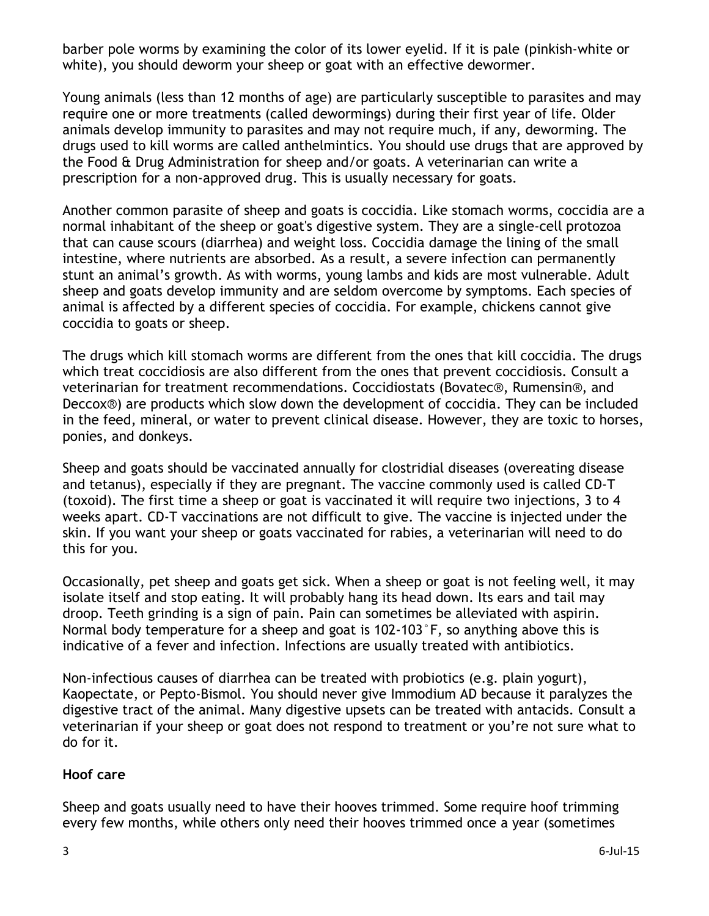barber pole worms by examining the color of its lower eyelid. If it is pale (pinkish-white or white), you should deworm your sheep or goat with an effective dewormer.

Young animals (less than 12 months of age) are particularly susceptible to parasites and may require one or more treatments (called dewormings) during their first year of life. Older animals develop immunity to parasites and may not require much, if any, deworming. The drugs used to kill worms are called anthelmintics. You should use drugs that are approved by the Food & Drug Administration for sheep and/or goats. A veterinarian can write a prescription for a non-approved drug. This is usually necessary for goats.

Another common parasite of sheep and goats is coccidia. Like stomach worms, coccidia are a normal inhabitant of the sheep or goat's digestive system. They are a single-cell protozoa that can cause scours (diarrhea) and weight loss. Coccidia damage the lining of the small intestine, where nutrients are absorbed. As a result, a severe infection can permanently stunt an animal's growth. As with worms, young lambs and kids are most vulnerable. Adult sheep and goats develop immunity and are seldom overcome by symptoms. Each species of animal is affected by a different species of coccidia. For example, chickens cannot give coccidia to goats or sheep.

The drugs which kill stomach worms are different from the ones that kill coccidia. The drugs which treat coccidiosis are also different from the ones that prevent coccidiosis. Consult a veterinarian for treatment recommendations. Coccidiostats (Bovatec®, Rumensin®, and Deccox®) are products which slow down the development of coccidia. They can be included in the feed, mineral, or water to prevent clinical disease. However, they are toxic to horses, ponies, and donkeys.

Sheep and goats should be vaccinated annually for clostridial diseases (overeating disease and tetanus), especially if they are pregnant. The vaccine commonly used is called CD-T (toxoid). The first time a sheep or goat is vaccinated it will require two injections, 3 to 4 weeks apart. CD-T vaccinations are not difficult to give. The vaccine is injected under the skin. If you want your sheep or goats vaccinated for rabies, a veterinarian will need to do this for you.

Occasionally, pet sheep and goats get sick. When a sheep or goat is not feeling well, it may isolate itself and stop eating. It will probably hang its head down. Its ears and tail may droop. Teeth grinding is a sign of pain. Pain can sometimes be alleviated with aspirin. Normal body temperature for a sheep and goat is 102-103°F, so anything above this is indicative of a fever and infection. Infections are usually treated with antibiotics.

Non-infectious causes of diarrhea can be treated with probiotics (e.g. plain yogurt), Kaopectate, or Pepto-Bismol. You should never give Immodium AD because it paralyzes the digestive tract of the animal. Many digestive upsets can be treated with antacids. Consult a veterinarian if your sheep or goat does not respond to treatment or you're not sure what to do for it.

**Hoof care**

Sheep and goats usually need to have their hooves trimmed. Some require hoof trimming every few months, while others only need their hooves trimmed once a year (sometimes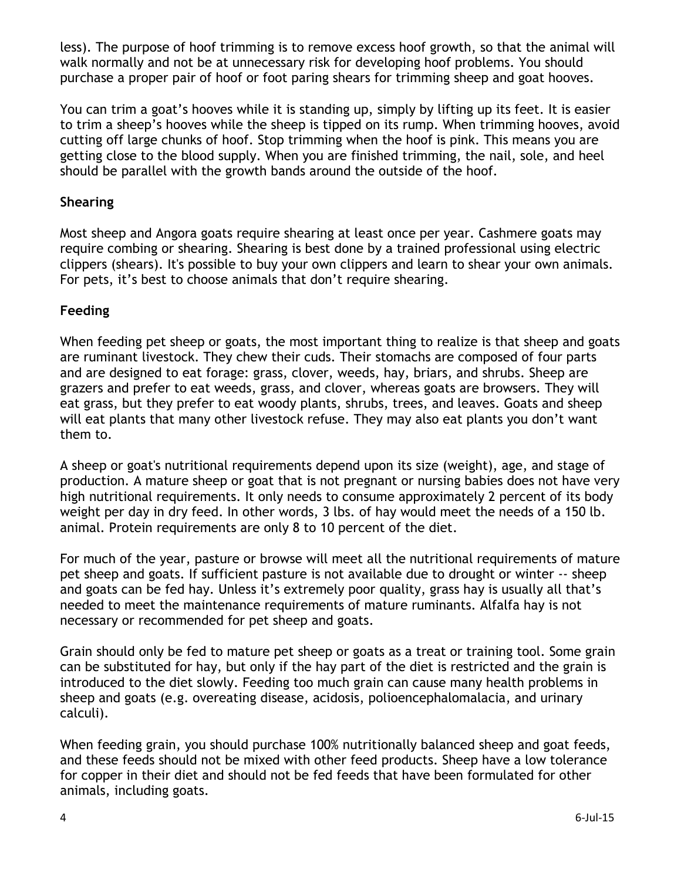less). The purpose of hoof trimming is to remove excess hoof growth, so that the animal will walk normally and not be at unnecessary risk for developing hoof problems. You should purchase a proper pair of hoof or foot paring shears for trimming sheep and goat hooves.

You can trim a goat's hooves while it is standing up, simply by lifting up its feet. It is easier to trim a sheep's hooves while the sheep is tipped on its rump. When trimming hooves, avoid cutting off large chunks of hoof. Stop trimming when the hoof is pink. This means you are getting close to the blood supply. When you are finished trimming, the nail, sole, and heel should be parallel with the growth bands around the outside of the hoof.

**Shearing**

Most sheep and Angora goats require shearing at least once per year. Cashmere goats may require combing or shearing. Shearing is best done by a trained professional using electric clippers (shears). It's possible to buy your own clippers and learn to shear your own animals. For pets, it's best to choose animals that don't require shearing.

**Feeding**

When feeding pet sheep or goats, the most important thing to realize is that sheep and goats are ruminant livestock. They chew their cuds. Their stomachs are composed of four parts and are designed to eat forage: grass, clover, weeds, hay, briars, and shrubs. Sheep are grazers and prefer to eat weeds, grass, and clover, whereas goats are browsers. They will eat grass, but they prefer to eat woody plants, shrubs, trees, and leaves. Goats and sheep will eat plants that many other livestock refuse. They may also eat plants you don't want them to.

A sheep or goat's nutritional requirements depend upon its size (weight), age, and stage of production. A mature sheep or goat that is not pregnant or nursing babies does not have very high nutritional requirements. It only needs to consume approximately 2 percent of its body weight per day in dry feed. In other words, 3 lbs. of hay would meet the needs of a 150 lb. animal. Protein requirements are only 8 to 10 percent of the diet.

For much of the year, pasture or browse will meet all the nutritional requirements of mature pet sheep and goats. If sufficient pasture is not available due to drought or winter -- sheep and goats can be fed hay. Unless it's extremely poor quality, grass hay is usually all that's needed to meet the maintenance requirements of mature ruminants. Alfalfa hay is not necessary or recommended for pet sheep and goats.

Grain should only be fed to mature pet sheep or goats as a treat or training tool. Some grain can be substituted for hay, but only if the hay part of the diet is restricted and the grain is introduced to the diet slowly. Feeding too much grain can cause many health problems in sheep and goats (e.g. overeating disease, acidosis, polioencephalomalacia, and urinary calculi).

When feeding grain, you should purchase 100% nutritionally balanced sheep and goat feeds, and these feeds should not be mixed with other feed products. Sheep have a low tolerance for copper in their diet and should not be fed feeds that have been formulated for other animals, including goats.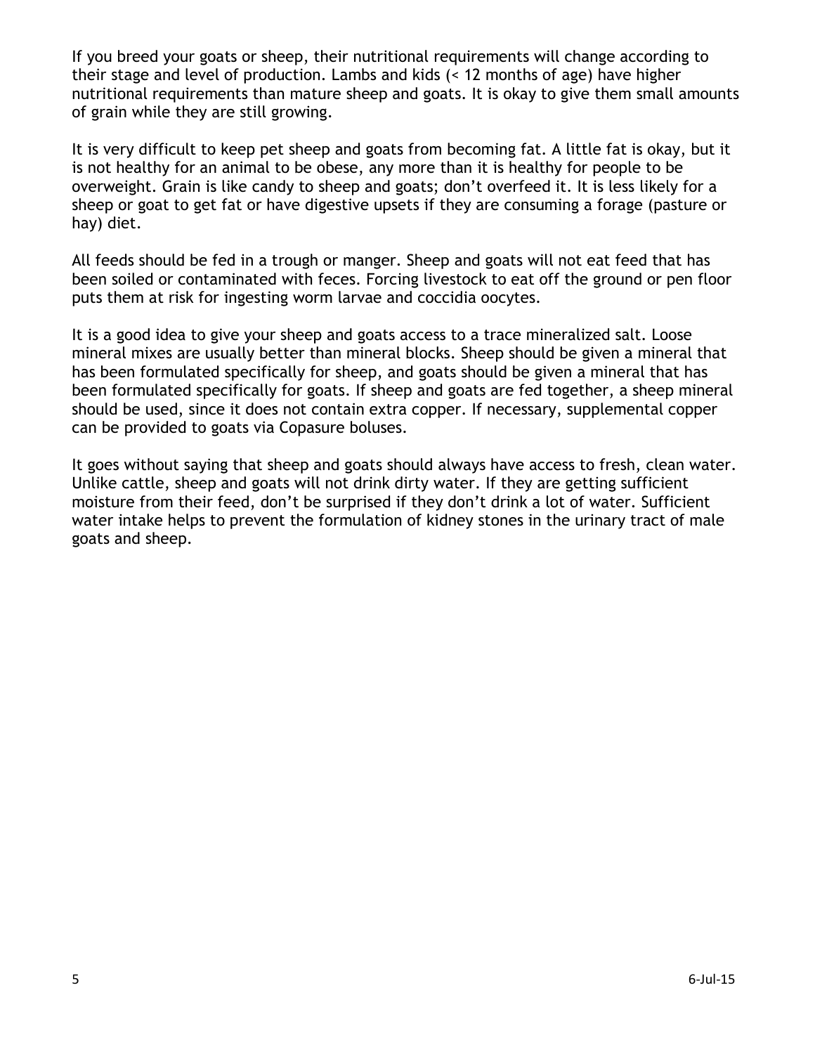If you breed your goats or sheep, their nutritional requirements will change according to their stage and level of production. Lambs and kids (< 12 months of age) have higher nutritional requirements than mature sheep and goats. It is okay to give them small amounts of grain while they are still growing.

It is very difficult to keep pet sheep and goats from becoming fat. A little fat is okay, but it is not healthy for an animal to be obese, any more than it is healthy for people to be overweight. Grain is like candy to sheep and goats; don't overfeed it. It is less likely for a sheep or goat to get fat or have digestive upsets if they are consuming a forage (pasture or hay) diet.

All feeds should be fed in a trough or manger. Sheep and goats will not eat feed that has been soiled or contaminated with feces. Forcing livestock to eat off the ground or pen floor puts them at risk for ingesting worm larvae and coccidia oocytes.

It is a good idea to give your sheep and goats access to a trace mineralized salt. Loose mineral mixes are usually better than mineral blocks. Sheep should be given a mineral that has been formulated specifically for sheep, and goats should be given a mineral that has been formulated specifically for goats. If sheep and goats are fed together, a sheep mineral should be used, since it does not contain extra copper. If necessary, supplemental copper can be provided to goats via Copasure boluses.

It goes without saying that sheep and goats should always have access to fresh, clean water. Unlike cattle, sheep and goats will not drink dirty water. If they are getting sufficient moisture from their feed, don't be surprised if they don't drink a lot of water. Sufficient water intake helps to prevent the formulation of kidney stones in the urinary tract of male goats and sheep.